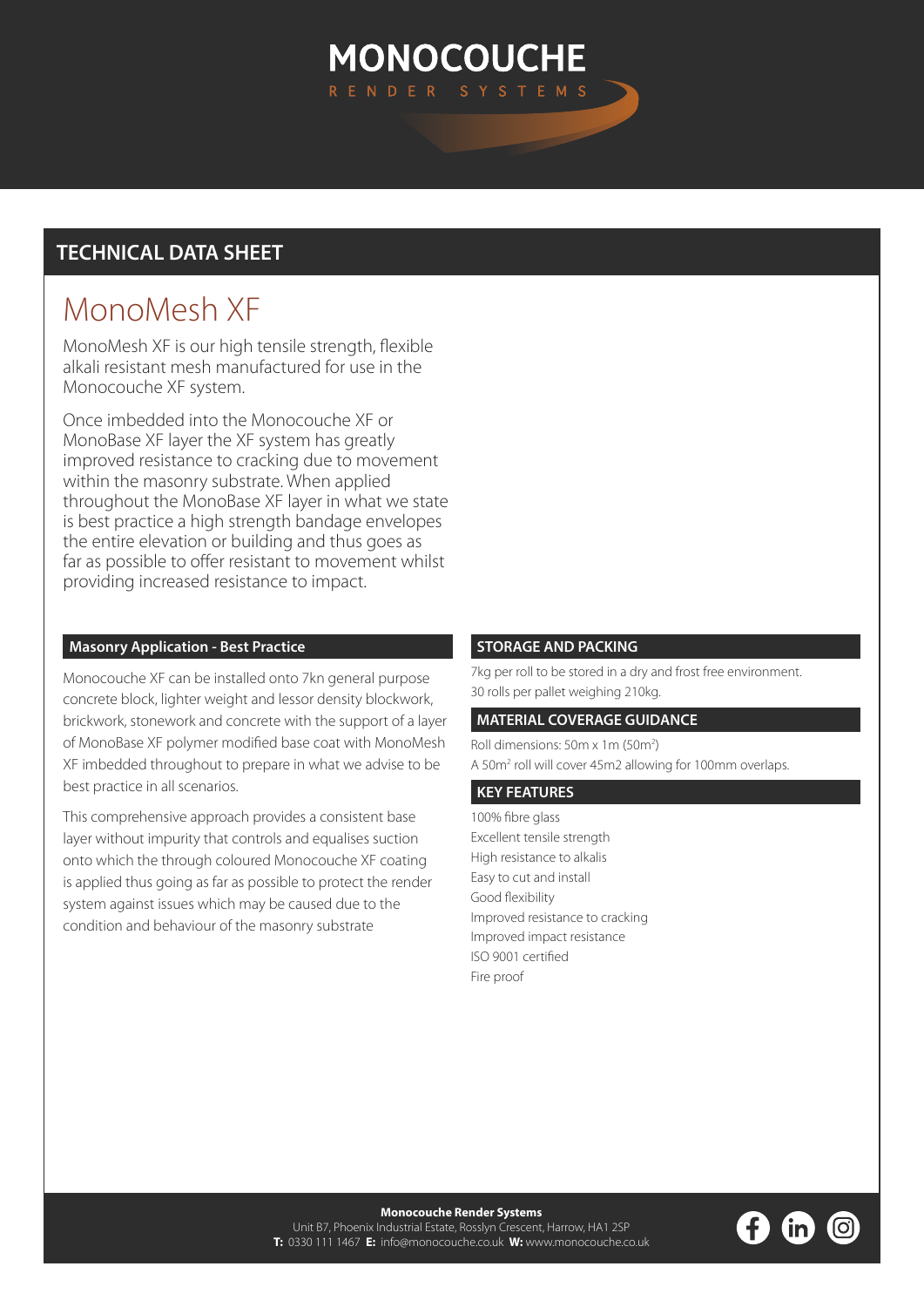# MONOCOUCHE

RENDER SYSTEMS

## TECHNICAL DATA SHEET

# MonoMesh XF

MonoMesh XF is our high tensile strength, flexible alkali resistant mesh manufactured for use in the Monocouche XF system.

Once imbedded into the Monocouche XF or MonoBase XF layer the XF system has greatly improved resistance to cracking due to movement within the masonry substrate. When applied throughout the MonoBase XF layer in what we state is best practice a high strength bandage envelopes the entire elevation or building and thus goes as far as possible to offer resistant to movement whilst providing increased resistance to impact.

### Masonry Application - Best Practice

Monocouche XF can be installed onto 7kn general purpose concrete block, lighter weight and lessor density blockwork, brickwork, stonework and concrete with the support of a layer of MonoBase XF polymer modified base coat with MonoMesh XF imbedded throughout to prepare in what we advise to be best practice in all scenarios.

This comprehensive approach provides a consistent base layer without impurity that controls and equalises suction onto which the through coloured Monocouche XF coating is applied thus going as far as possible to protect the render system against issues which may be caused due to the condition and behaviour of the masonry substrate

### STORAGE AND PACKING

7kg per roll to be stored in a dry and frost free environment.
30 rolls per pallet weighing 210kg.

### MATERIAL COVERAGE GUIDANCE

Roll dimensions: 50m x 1m (50m$^2$)
A 50m$^2$ roll will cover 45m2 allowing for 100mm overlaps.

### KEY FEATURES

- 100% fibre glass
- Excellent tensile strength
- High resistance to alkalis
- Easy to cut and install
- Good flexibility
- Improved resistance to cracking
- Improved impact resistance
- ISO 9001 certified
- Fire proof

**Monocouche Render Systems**
Unit B7, Phoenix Industrial Estate, Rosslyn Crescent, Harrow, HA1 2SP
**T:** 0330 111 1467 **E:** info@monocouche.co.uk **W:** www.monocouche.co.uk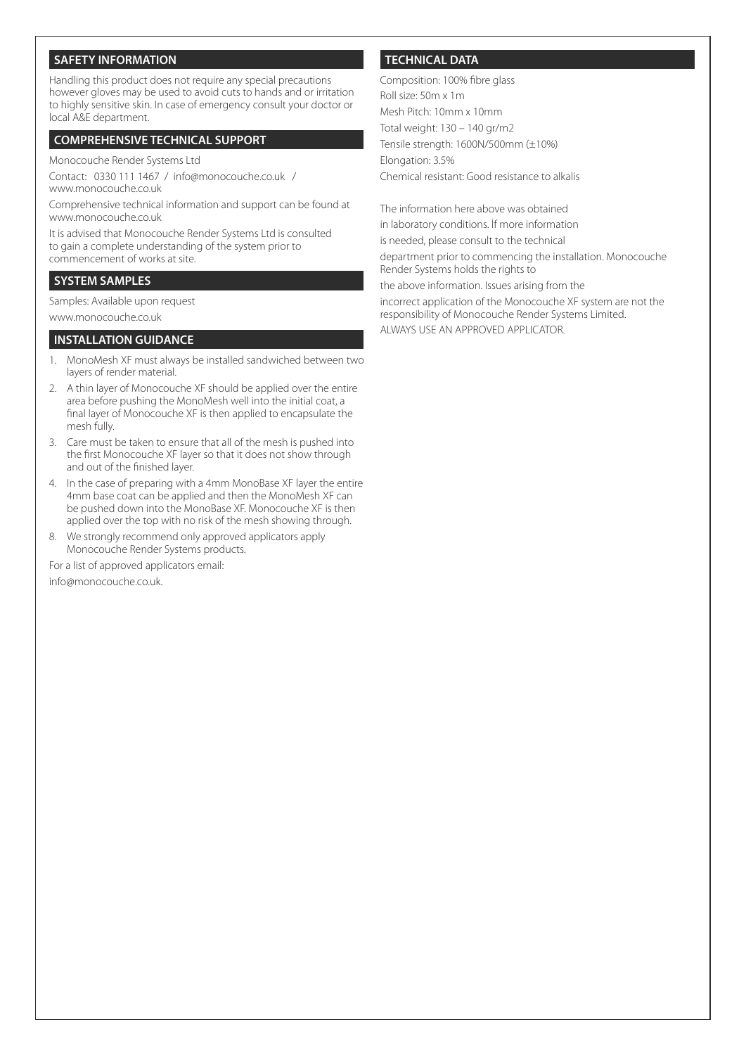## SAFETY INFORMATION

Handling this product does not require any special precautions however gloves may be used to avoid cuts to hands and or irritation to highly sensitive skin. In case of emergency consult your doctor or local A&E department.

## COMPREHENSIVE TECHNICAL SUPPORT

Monocouche Render Systems Ltd

Contact: 0330 111 1467 / info@monocouche.co.uk / www.monocouche.co.uk

Comprehensive technical information and support can be found at www.monocouche.co.uk

It is advised that Monocouche Render Systems Ltd is consulted to gain a complete understanding of the system prior to commencement of works at site.

## SYSTEM SAMPLES

Samples: Available upon request

www.monocouche.co.uk

## INSTALLATION GUIDANCE

1. MonoMesh XF must always be installed sandwiched between two layers of render material.
2. A thin layer of Monocouche XF should be applied over the entire area before pushing the MonoMesh well into the initial coat, a final layer of Monocouche XF is then applied to encapsulate the mesh fully.
3. Care must be taken to ensure that all of the mesh is pushed into the first Monocouche XF layer so that it does not show through and out of the finished layer.
4. In the case of preparing with a 4mm MonoBase XF layer the entire 4mm base coat can be applied and then the MonoMesh XF can be pushed down into the MonoBase XF. Monocouche XF is then applied over the top with no risk of the mesh showing through.
8. We strongly recommend only approved applicators apply Monocouche Render Systems products.

For a list of approved applicators email:

info@monocouche.co.uk.

## TECHNICAL DATA

Composition: 100% fibre glass

Roll size: 50m x 1m

Mesh Pitch: 10mm x 10mm

Total weight: 130 – 140 gr/m2

Tensile strength: 1600N/500mm (±10%)

Elongation: 3.5%

Chemical resistant: Good resistance to alkalis

The information here above was obtained in laboratory conditions. İf more information is needed, please consult to the technical department prior to commencing the installation. Monocouche Render Systems holds the rights to the above information. Issues arising from the incorrect application of the Monocouche XF system are not the responsibility of Monocouche Render Systems Limited.

ALWAYS USE AN APPROVED APPLICATOR.